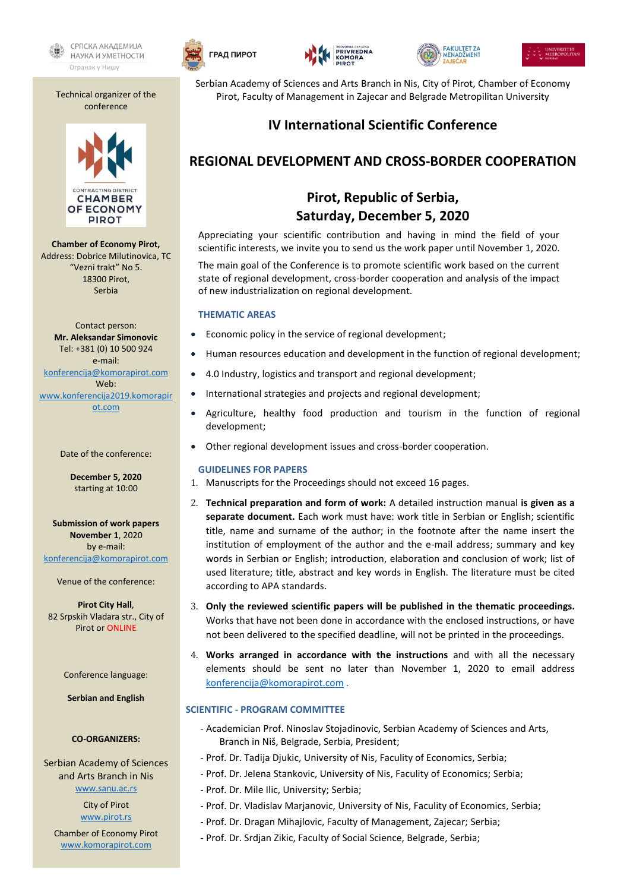СРПСКА АКАДЕМИЈА НАУКА И УМЕТНОСТИ
Огранак у Нишу

ГРАД ПИРОТ

Serbian Academy of Sciences and Arts Branch in Nis, City of Pirot, Chamber of Economy Pirot, Faculty of Management in Zajecar and Belgrade Metropilitan University

# IV International Scientific Conference

# REGIONAL DEVELOPMENT AND CROSS-BORDER COOPERATION

## Pirot, Republic of Serbia,
## Saturday, December 5, 2020

Appreciating your scientific contribution and having in mind the field of your scientific interests, we invite you to send us the work paper until November 1, 2020.

The main goal of the Conference is to promote scientific work based on the current state of regional development, cross-border cooperation and analysis of the impact of new industrialization on regional development.

### THEMATIC AREAS

- Economic policy in the service of regional development;
- Human resources education and development in the function of regional development;
- 4.0 Industry, logistics and transport and regional development;
- International strategies and projects and regional development;
- Agriculture, healthy food production and tourism in the function of regional development;
- Other regional development issues and cross-border cooperation.

### GUIDELINES FOR PAPERS

1. Manuscripts for the Proceedings should not exceed 16 pages.
2. **Technical preparation and form of work:** A detailed instruction manual **is given as a separate document.** Each work must have: work title in Serbian or English; scientific title, name and surname of the author; in the footnote after the name insert the institution of employment of the author and the e-mail address; summary and key words in Serbian or English; introduction, elaboration and conclusion of work; list of used literature; title, abstract and key words in English. The literature must be cited according to APA standards.
3. **Only the reviewed scientific papers will be published in the thematic proceedings.** Works that have not been done in accordance with the enclosed instructions, or have not been delivered to the specified deadline, will not be printed in the proceedings.
4. **Works arranged in accordance with the instructions** and with all the necessary elements should be sent no later than November 1, 2020 to email address konferencija@komorapirot.com .

### SCIENTIFIC - PROGRAM COMMITTEE

- Academician Prof. Ninoslav Stojadinovic, Serbian Academy of Sciences and Arts, Branch in Niš, Belgrade, Serbia, President;
- Prof. Dr. Tadija Djukic, University of Nis, Faculty of Economics, Serbia;
- Prof. Dr. Jelena Stankovic, University of Nis, Faculty of Economics; Serbia;
- Prof. Dr. Mile Ilic, University; Serbia;
- Prof. Dr. Vladislav Marjanovic, University of Nis, Faculty of Economics, Serbia;
- Prof. Dr. Dragan Mihajlovic, Faculty of Management, Zajecar; Serbia;
- Prof. Dr. Srdjan Zikic, Faculty of Social Science, Belgrade, Serbia;

---

Technical organizer of the conference

CONTRACTING DISTRICT CHAMBER OF ECONOMY PIROT

**Chamber of Economy Pirot,**
Address: Dobrice Milutinovica, TC "Vezni trakt" No 5.
18300 Pirot,
Serbia

Contact person:
**Mr. Aleksandar Simonovic**
Tel: +381 (0) 10 500 924
e-mail:
konferencija@komorapirot.com
Web:
www.konferencija2019.komorapirot.com

Date of the conference:

**December 5, 2020**
starting at 10:00

**Submission of work papers**
**November 1**, 2020
by e-mail:
konferencija@komorapirot.com

Venue of the conference:

**Pirot City Hall**,
82 Srpskih Vladara str., City of Pirot or ONLINE

Conference language:

**Serbian and English**

**CO-ORGANIZERS:**

Serbian Academy of Sciences and Arts Branch in Nis
www.sanu.ac.rs

City of Pirot
www.pirot.rs

Chamber of Economy Pirot
www.komorapirot.com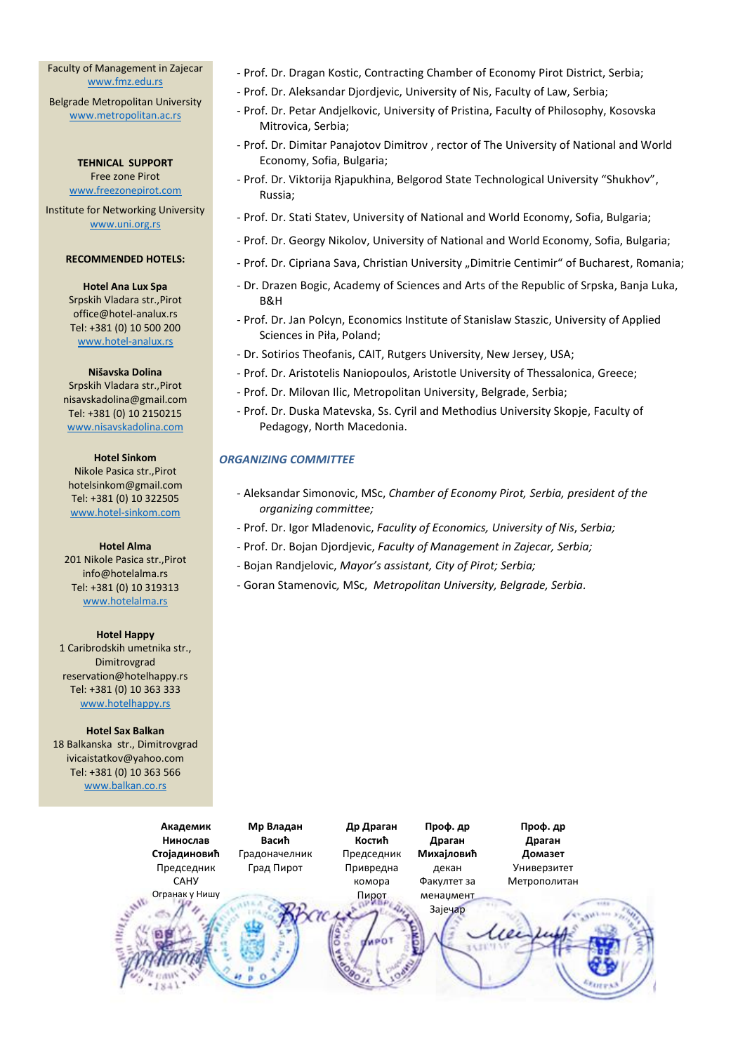Faculty of Management in Zajecar
www.fmz.edu.rs

Belgrade Metropolitan University
www.metropolitan.ac.rs

**TEHNICAL SUPPORT**

Free zone Pirot
www.freezonepirot.com

Institute for Networking University
www.uni.org.rs

**RECOMMENDED HOTELS:**

**Hotel Ana Lux Spa**
Srpskih Vladara str.,Pirot
office@hotel-analux.rs
Tel: +381 (0) 10 500 200
www.hotel-analux.rs

**Nišavska Dolina**
Srpskih Vladara str.,Pirot
nisavskadolina@gmail.com
Tel: +381 (0) 10 2150215
www.nisavskadolina.com

**Hotel Sinkom**
Nikole Pasica str.,Pirot
hotelsinkom@gmail.com
Tel: +381 (0) 10 322505
www.hotel-sinkom.com

**Hotel Alma**
201 Nikole Pasica str.,Pirot
info@hotelalma.rs
Tel: +381 (0) 10 319313
www.hotelalma.rs

**Hotel Happy**
1 Caribrodskih umetnika str., Dimitrovgrad
reservation@hotelhappy.rs
Tel: +381 (0) 10 363 333
www.hotelhappy.rs

**Hotel Sax Balkan**
18 Balkanska str., Dimitrovgrad
ivicaistatkov@yahoo.com
Tel: +381 (0) 10 363 566
www.balkan.co.rs

- Prof. Dr. Dragan Kostic, Contracting Chamber of Economy Pirot District, Serbia;
- Prof. Dr. Aleksandar Djordjevic, University of Nis, Faculty of Law, Serbia;
- Prof. Dr. Petar Andjelkovic, University of Pristina, Faculty of Philosophy, Kosovska Mitrovica, Serbia;
- Prof. Dr. Dimitar Panajotov Dimitrov , rector of The University of National and World Economy, Sofia, Bulgaria;
- Prof. Dr. Viktorija Rjapukhina, Belgorod State Technological University "Shukhov", Russia;
- Prof. Dr. Stati Statev, University of National and World Economy, Sofia, Bulgaria;
- Prof. Dr. Georgy Nikolov, University of National and World Economy, Sofia, Bulgaria;
- Prof. Dr. Cipriana Sava, Christian University „Dimitrie Centimir" of Bucharest, Romania;
- Dr. Drazen Bogic, Academy of Sciences and Arts of the Republic of Srpska, Banja Luka, B&H
- Prof. Dr. Jan Polcyn, Economics Institute of Stanislaw Staszic, University of Applied Sciences in Piła, Poland;
- Dr. Sotirios Theofanis, CAIT, Rutgers University, New Jersey, USA;
- Prof. Dr. Aristotelis Naniopoulos, Aristotle University of Thessalonica, Greece;
- Prof. Dr. Milovan Ilic, Metropolitan University, Belgrade, Serbia;
- Prof. Dr. Duska Matevska, Ss. Cyril and Methodius University Skopje, Faculty of Pedagogy, North Macedonia.

### *ORGANIZING COMMITTEE*

- Aleksandar Simonovic, MSc, *Chamber of Economy Pirot, Serbia, president of the organizing committee;*
- Prof. Dr. Igor Mladenovic, *Faculty of Economics, University of Nis, Serbia;*
- Prof. Dr. Bojan Djordjevic, *Faculty of Management in Zajecar, Serbia;*
- Bojan Randjelovic, *Mayor's assistant, City of Pirot; Serbia;*
- Goran Stamenovic, MSc, *Metropolitan University, Belgrade, Serbia*.

| | | | | |
|---|---|---|---|---|
| **Академик Нинослав Стојадиновић** Председник САНУ Огранак у Нишу | **Мр Владан Васић** Градоначелник Град Пирот | **Др Драган Костић** Председник Привредна комора Пирот | **Проф. др Драган Михајловић** декан Факултет за менаџмент Зајечар | **Проф. др Драган Домазет** Универзитет Метрополитан |